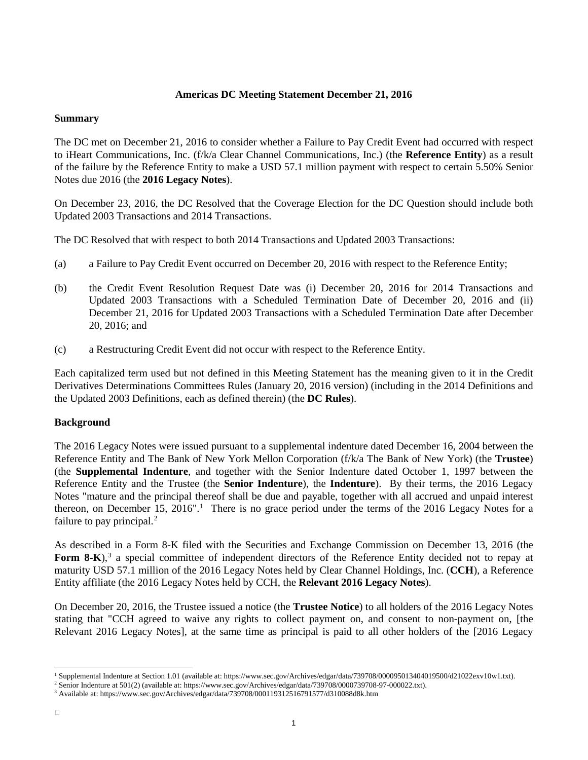**Americas DC Meeting Statement December 21, 2016**

**Summary**

The DC met on December 21, 2016 to consider whether a Failure to Pay Credit Event had occurred with respect to iHeart Communications, Inc. (f/k/a Clear Channel Communications, Inc.) (the **Reference Entity**) as a result of the failure by the Reference Entity to make a USD 57.1 million payment with respect to certain 5.50% Senior Notes due 2016 (the **2016 Legacy Notes**).

On December 23, 2016, the DC Resolved that the Coverage Election for the DC Question should include both Updated 2003 Transactions and 2014 Transactions.

The DC Resolved that with respect to both 2014 Transactions and Updated 2003 Transactions:

(a) a Failure to Pay Credit Event occurred on December 20, 2016 with respect to the Reference Entity;

(b) the Credit Event Resolution Request Date was (i) December 20, 2016 for 2014 Transactions and Updated 2003 Transactions with a Scheduled Termination Date of December 20, 2016 and (ii) December 21, 2016 for Updated 2003 Transactions with a Scheduled Termination Date after December 20, 2016; and

(c) a Restructuring Credit Event did not occur with respect to the Reference Entity.

Each capitalized term used but not defined in this Meeting Statement has the meaning given to it in the Credit Derivatives Determinations Committees Rules (January 20, 2016 version) (including in the 2014 Definitions and the Updated 2003 Definitions, each as defined therein) (the **DC Rules**).

**Background**

The 2016 Legacy Notes were issued pursuant to a supplemental indenture dated December 16, 2004 between the Reference Entity and The Bank of New York Mellon Corporation (f/k/a The Bank of New York) (the **Trustee**) (the **Supplemental Indenture**, and together with the Senior Indenture dated October 1, 1997 between the Reference Entity and the Trustee (the **Senior Indenture**), the **Indenture**). By their terms, the 2016 Legacy Notes "mature and the principal thereof shall be due and payable, together with all accrued and unpaid interest thereon, on December 15, 2016".[1] There is no grace period under the terms of the 2016 Legacy Notes for a failure to pay principal.[2]

As described in a Form 8-K filed with the Securities and Exchange Commission on December 13, 2016 (the **Form 8-K**),[3] a special committee of independent directors of the Reference Entity decided not to repay at maturity USD 57.1 million of the 2016 Legacy Notes held by Clear Channel Holdings, Inc. (**CCH**), a Reference Entity affiliate (the 2016 Legacy Notes held by CCH, the **Relevant 2016 Legacy Notes**).

On December 20, 2016, the Trustee issued a notice (the **Trustee Notice**) to all holders of the 2016 Legacy Notes stating that "CCH agreed to waive any rights to collect payment on, and consent to non-payment on, [the Relevant 2016 Legacy Notes], at the same time as principal is paid to all other holders of the [2016 Legacy

[1] Supplemental Indenture at Section 1.01 (available at: https://www.sec.gov/Archives/edgar/data/739708/000095013404019500/d21022exv10w1.txt).

[2] Senior Indenture at 501(2) (available at: https://www.sec.gov/Archives/edgar/data/739708/0000739708-97-000022.txt).

[3] Available at: https://www.sec.gov/Archives/edgar/data/739708/000119312516791577/d310088d8k.htm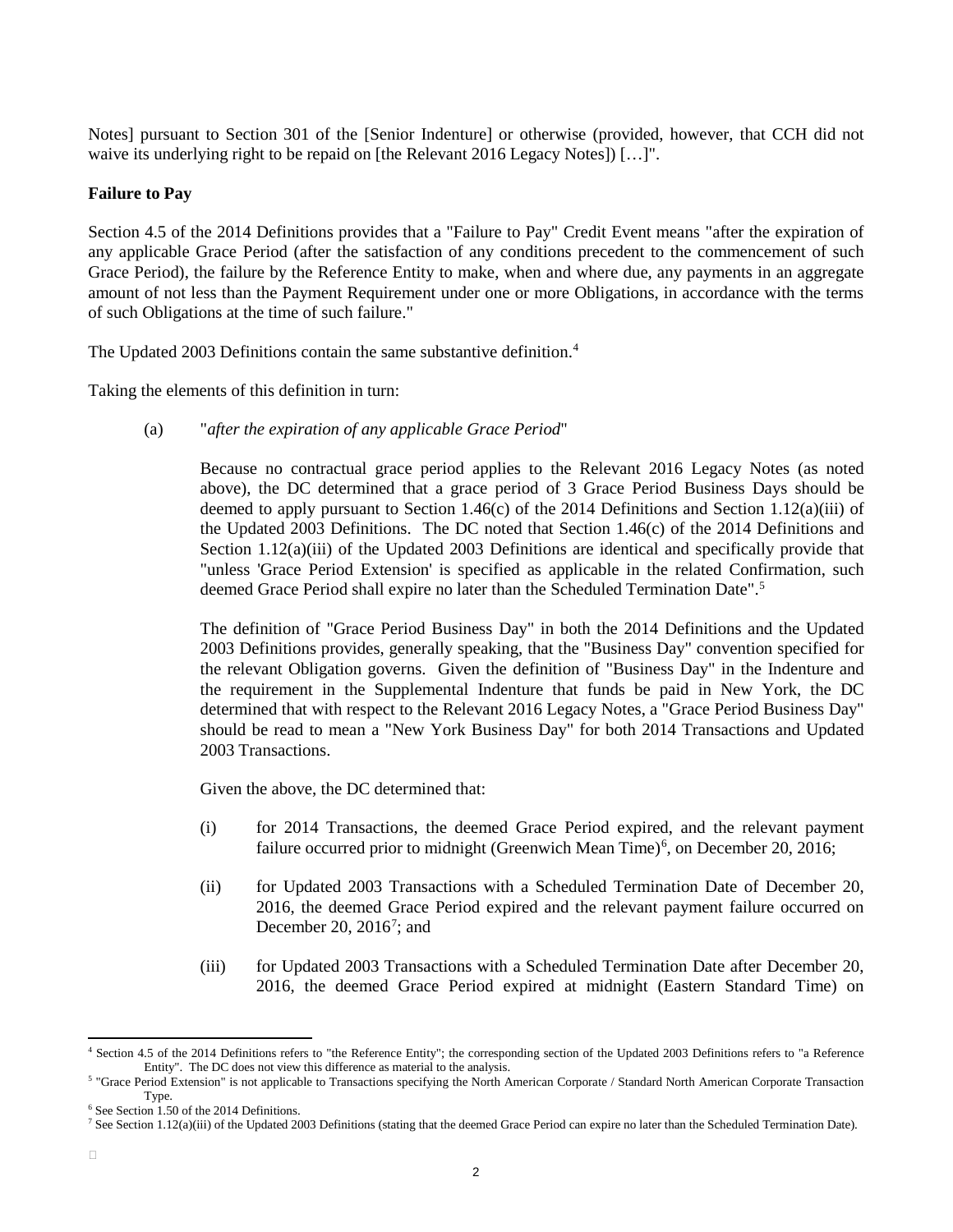Notes] pursuant to Section 301 of the [Senior Indenture] or otherwise (provided, however, that CCH did not waive its underlying right to be repaid on [the Relevant 2016 Legacy Notes]) […]".

**Failure to Pay**

Section 4.5 of the 2014 Definitions provides that a "Failure to Pay" Credit Event means "after the expiration of any applicable Grace Period (after the satisfaction of any conditions precedent to the commencement of such Grace Period), the failure by the Reference Entity to make, when and where due, any payments in an aggregate amount of not less than the Payment Requirement under one or more Obligations, in accordance with the terms of such Obligations at the time of such failure."

The Updated 2003 Definitions contain the same substantive definition.[4]

Taking the elements of this definition in turn:

(a) "*after the expiration of any applicable Grace Period*"

Because no contractual grace period applies to the Relevant 2016 Legacy Notes (as noted above), the DC determined that a grace period of 3 Grace Period Business Days should be deemed to apply pursuant to Section 1.46(c) of the 2014 Definitions and Section 1.12(a)(iii) of the Updated 2003 Definitions. The DC noted that Section 1.46(c) of the 2014 Definitions and Section 1.12(a)(iii) of the Updated 2003 Definitions are identical and specifically provide that "unless 'Grace Period Extension' is specified as applicable in the related Confirmation, such deemed Grace Period shall expire no later than the Scheduled Termination Date".[5]

The definition of "Grace Period Business Day" in both the 2014 Definitions and the Updated 2003 Definitions provides, generally speaking, that the "Business Day" convention specified for the relevant Obligation governs. Given the definition of "Business Day" in the Indenture and the requirement in the Supplemental Indenture that funds be paid in New York, the DC determined that with respect to the Relevant 2016 Legacy Notes, a "Grace Period Business Day" should be read to mean a "New York Business Day" for both 2014 Transactions and Updated 2003 Transactions.

Given the above, the DC determined that:

(i) for 2014 Transactions, the deemed Grace Period expired, and the relevant payment failure occurred prior to midnight (Greenwich Mean Time)[6], on December 20, 2016;

(ii) for Updated 2003 Transactions with a Scheduled Termination Date of December 20, 2016, the deemed Grace Period expired and the relevant payment failure occurred on December 20, 2016[7]; and

(iii) for Updated 2003 Transactions with a Scheduled Termination Date after December 20, 2016, the deemed Grace Period expired at midnight (Eastern Standard Time) on

---

[4] Section 4.5 of the 2014 Definitions refers to "the Reference Entity"; the corresponding section of the Updated 2003 Definitions refers to "a Reference Entity". The DC does not view this difference as material to the analysis.

[5] "Grace Period Extension" is not applicable to Transactions specifying the North American Corporate / Standard North American Corporate Transaction Type.

[6] See Section 1.50 of the 2014 Definitions.

[7] See Section 1.12(a)(iii) of the Updated 2003 Definitions (stating that the deemed Grace Period can expire no later than the Scheduled Termination Date).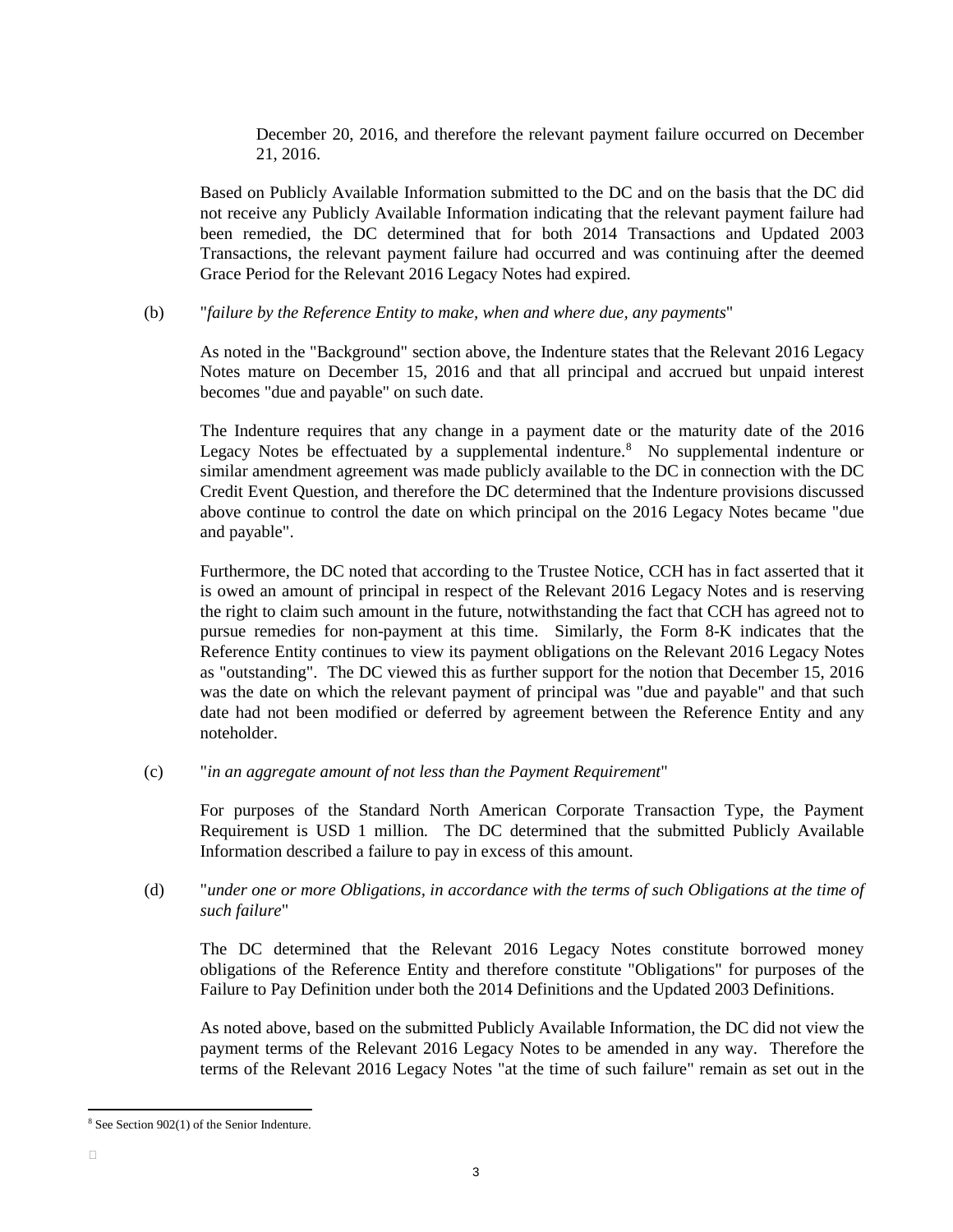December 20, 2016, and therefore the relevant payment failure occurred on December 21, 2016.

Based on Publicly Available Information submitted to the DC and on the basis that the DC did not receive any Publicly Available Information indicating that the relevant payment failure had been remedied, the DC determined that for both 2014 Transactions and Updated 2003 Transactions, the relevant payment failure had occurred and was continuing after the deemed Grace Period for the Relevant 2016 Legacy Notes had expired.

(b) "*failure by the Reference Entity to make, when and where due, any payments*"

As noted in the "Background" section above, the Indenture states that the Relevant 2016 Legacy Notes mature on December 15, 2016 and that all principal and accrued but unpaid interest becomes "due and payable" on such date.

The Indenture requires that any change in a payment date or the maturity date of the 2016 Legacy Notes be effectuated by a supplemental indenture.[8] No supplemental indenture or similar amendment agreement was made publicly available to the DC in connection with the DC Credit Event Question, and therefore the DC determined that the Indenture provisions discussed above continue to control the date on which principal on the 2016 Legacy Notes became "due and payable".

Furthermore, the DC noted that according to the Trustee Notice, CCH has in fact asserted that it is owed an amount of principal in respect of the Relevant 2016 Legacy Notes and is reserving the right to claim such amount in the future, notwithstanding the fact that CCH has agreed not to pursue remedies for non-payment at this time. Similarly, the Form 8-K indicates that the Reference Entity continues to view its payment obligations on the Relevant 2016 Legacy Notes as "outstanding". The DC viewed this as further support for the notion that December 15, 2016 was the date on which the relevant payment of principal was "due and payable" and that such date had not been modified or deferred by agreement between the Reference Entity and any noteholder.

(c) "*in an aggregate amount of not less than the Payment Requirement*"

For purposes of the Standard North American Corporate Transaction Type, the Payment Requirement is USD 1 million. The DC determined that the submitted Publicly Available Information described a failure to pay in excess of this amount.

(d) "*under one or more Obligations, in accordance with the terms of such Obligations at the time of such failure*"

The DC determined that the Relevant 2016 Legacy Notes constitute borrowed money obligations of the Reference Entity and therefore constitute "Obligations" for purposes of the Failure to Pay Definition under both the 2014 Definitions and the Updated 2003 Definitions.

As noted above, based on the submitted Publicly Available Information, the DC did not view the payment terms of the Relevant 2016 Legacy Notes to be amended in any way. Therefore the terms of the Relevant 2016 Legacy Notes "at the time of such failure" remain as set out in the

[8] See Section 902(1) of the Senior Indenture.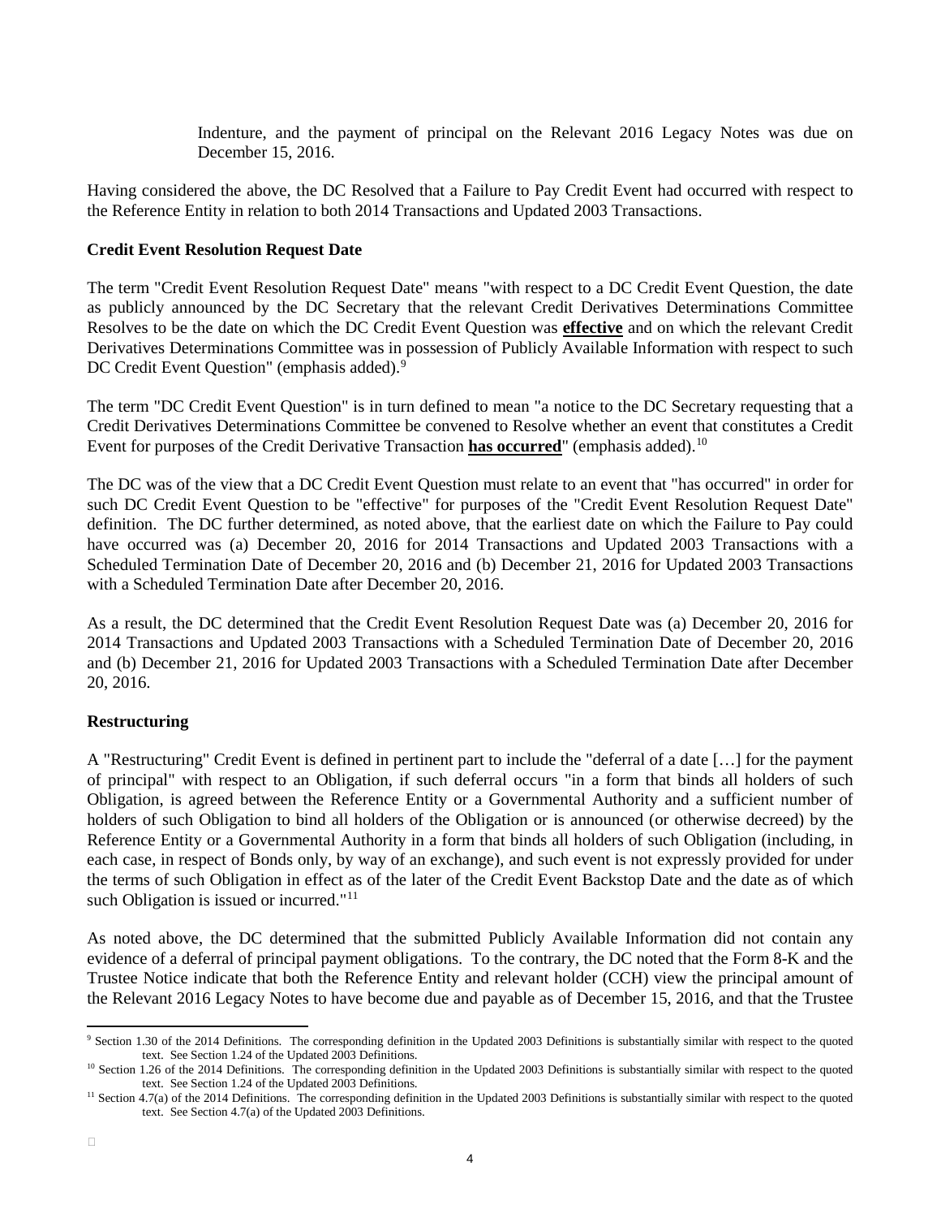Indenture, and the payment of principal on the Relevant 2016 Legacy Notes was due on December 15, 2016.

Having considered the above, the DC Resolved that a Failure to Pay Credit Event had occurred with respect to the Reference Entity in relation to both 2014 Transactions and Updated 2003 Transactions.

**Credit Event Resolution Request Date**

The term "Credit Event Resolution Request Date" means "with respect to a DC Credit Event Question, the date as publicly announced by the DC Secretary that the relevant Credit Derivatives Determinations Committee Resolves to be the date on which the DC Credit Event Question was **effective** and on which the relevant Credit Derivatives Determinations Committee was in possession of Publicly Available Information with respect to such DC Credit Event Question" (emphasis added).[9]

The term "DC Credit Event Question" is in turn defined to mean "a notice to the DC Secretary requesting that a Credit Derivatives Determinations Committee be convened to Resolve whether an event that constitutes a Credit Event for purposes of the Credit Derivative Transaction **has occurred**" (emphasis added).[10]

The DC was of the view that a DC Credit Event Question must relate to an event that "has occurred" in order for such DC Credit Event Question to be "effective" for purposes of the "Credit Event Resolution Request Date" definition. The DC further determined, as noted above, that the earliest date on which the Failure to Pay could have occurred was (a) December 20, 2016 for 2014 Transactions and Updated 2003 Transactions with a Scheduled Termination Date of December 20, 2016 and (b) December 21, 2016 for Updated 2003 Transactions with a Scheduled Termination Date after December 20, 2016.

As a result, the DC determined that the Credit Event Resolution Request Date was (a) December 20, 2016 for 2014 Transactions and Updated 2003 Transactions with a Scheduled Termination Date of December 20, 2016 and (b) December 21, 2016 for Updated 2003 Transactions with a Scheduled Termination Date after December 20, 2016.

**Restructuring**

A "Restructuring" Credit Event is defined in pertinent part to include the "deferral of a date […] for the payment of principal" with respect to an Obligation, if such deferral occurs "in a form that binds all holders of such Obligation, is agreed between the Reference Entity or a Governmental Authority and a sufficient number of holders of such Obligation to bind all holders of the Obligation or is announced (or otherwise decreed) by the Reference Entity or a Governmental Authority in a form that binds all holders of such Obligation (including, in each case, in respect of Bonds only, by way of an exchange), and such event is not expressly provided for under the terms of such Obligation in effect as of the later of the Credit Event Backstop Date and the date as of which such Obligation is issued or incurred."[11]

As noted above, the DC determined that the submitted Publicly Available Information did not contain any evidence of a deferral of principal payment obligations. To the contrary, the DC noted that the Form 8-K and the Trustee Notice indicate that both the Reference Entity and relevant holder (CCH) view the principal amount of the Relevant 2016 Legacy Notes to have become due and payable as of December 15, 2016, and that the Trustee

---

[9] Section 1.30 of the 2014 Definitions. The corresponding definition in the Updated 2003 Definitions is substantially similar with respect to the quoted text. See Section 1.24 of the Updated 2003 Definitions.

[10] Section 1.26 of the 2014 Definitions. The corresponding definition in the Updated 2003 Definitions is substantially similar with respect to the quoted text. See Section 1.24 of the Updated 2003 Definitions.

[11] Section 4.7(a) of the 2014 Definitions. The corresponding definition in the Updated 2003 Definitions is substantially similar with respect to the quoted text. See Section 4.7(a) of the Updated 2003 Definitions.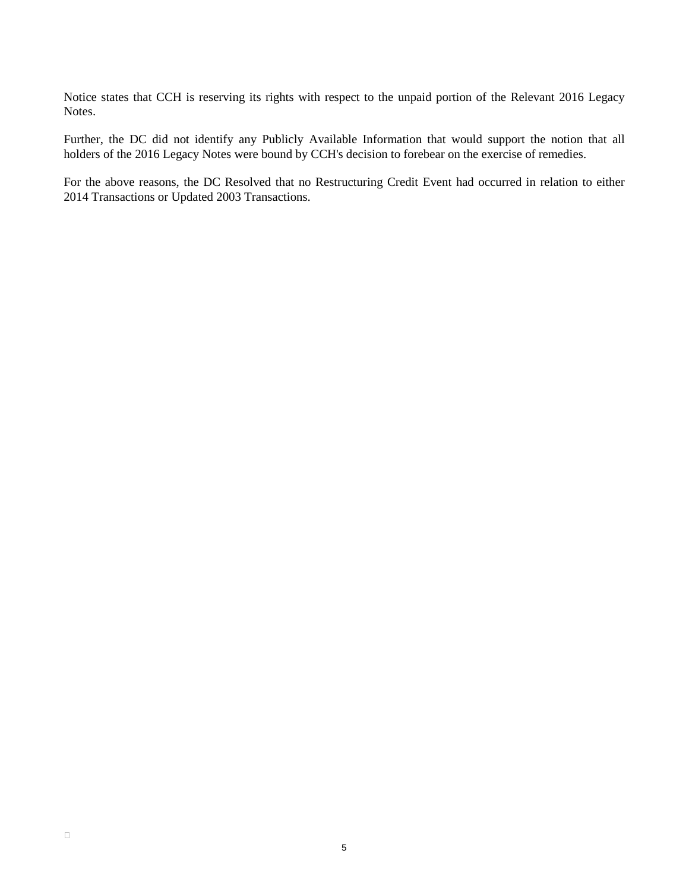Notice states that CCH is reserving its rights with respect to the unpaid portion of the Relevant 2016 Legacy Notes.

Further, the DC did not identify any Publicly Available Information that would support the notion that all holders of the 2016 Legacy Notes were bound by CCH's decision to forebear on the exercise of remedies.

For the above reasons, the DC Resolved that no Restructuring Credit Event had occurred in relation to either 2014 Transactions or Updated 2003 Transactions.